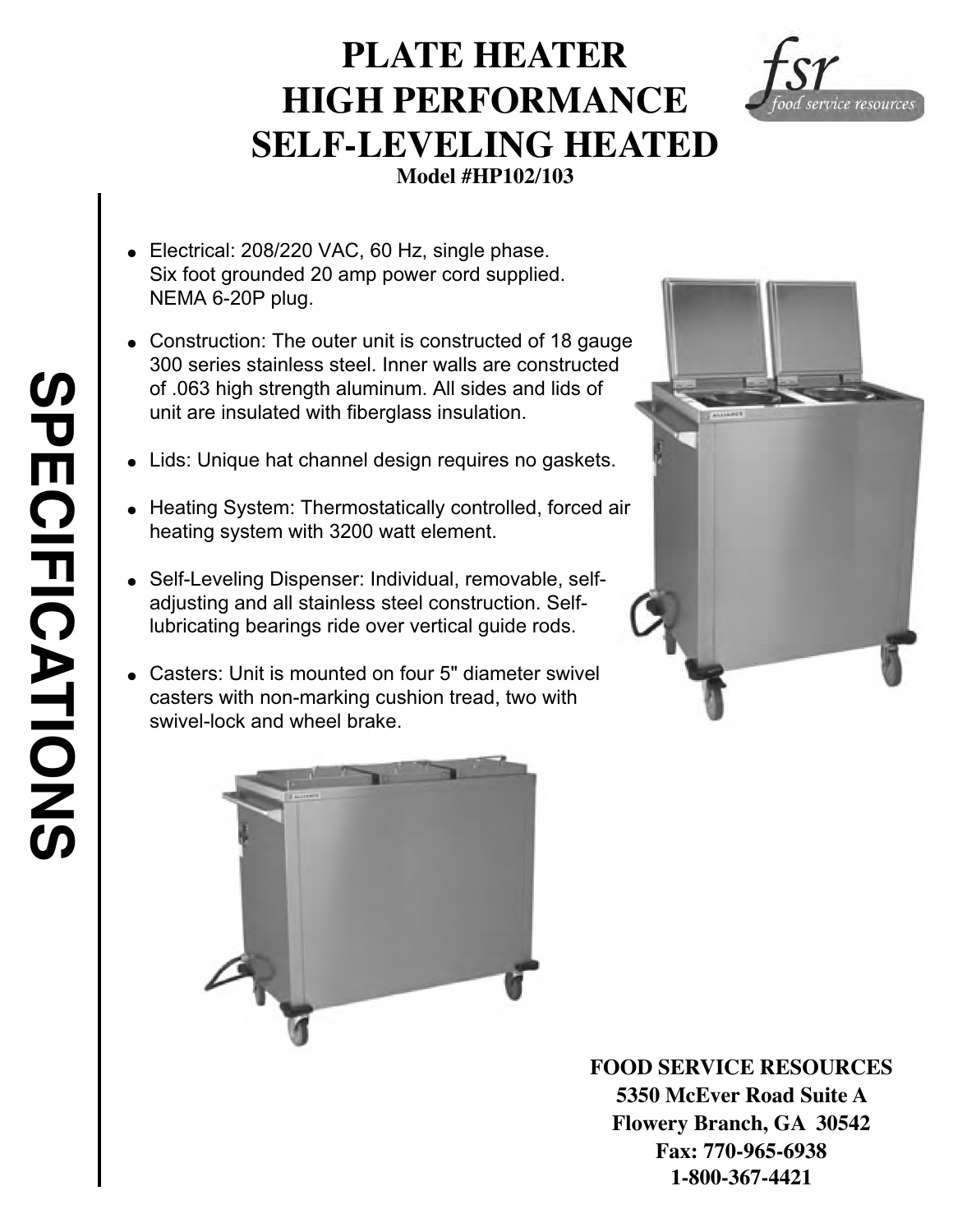# PLATE HEATER HIGH PERFORMANCE SELF-LEVELING HEATED

**Model #HP102/103**

fsr food service resources

## SPECIFICATIONS

- Electrical: 208/220 VAC, 60 Hz, single phase. Six foot grounded 20 amp power cord supplied. NEMA 6-20P plug.
- Construction: The outer unit is constructed of 18 gauge 300 series stainless steel. Inner walls are constructed of .063 high strength aluminum. All sides and lids of unit are insulated with fiberglass insulation.
- Lids: Unique hat channel design requires no gaskets.
- Heating System: Thermostatically controlled, forced air heating system with 3200 watt element.
- Self-Leveling Dispenser: Individual, removable, self-adjusting and all stainless steel construction. Self-lubricating bearings ride over vertical guide rods.
- Casters: Unit is mounted on four 5" diameter swivel casters with non-marking cushion tread, two with swivel-lock and wheel brake.

**FOOD SERVICE RESOURCES**
**5350 McEver Road Suite A**
**Flowery Branch, GA 30542**
**Fax: 770-965-6938**
**1-800-367-4421**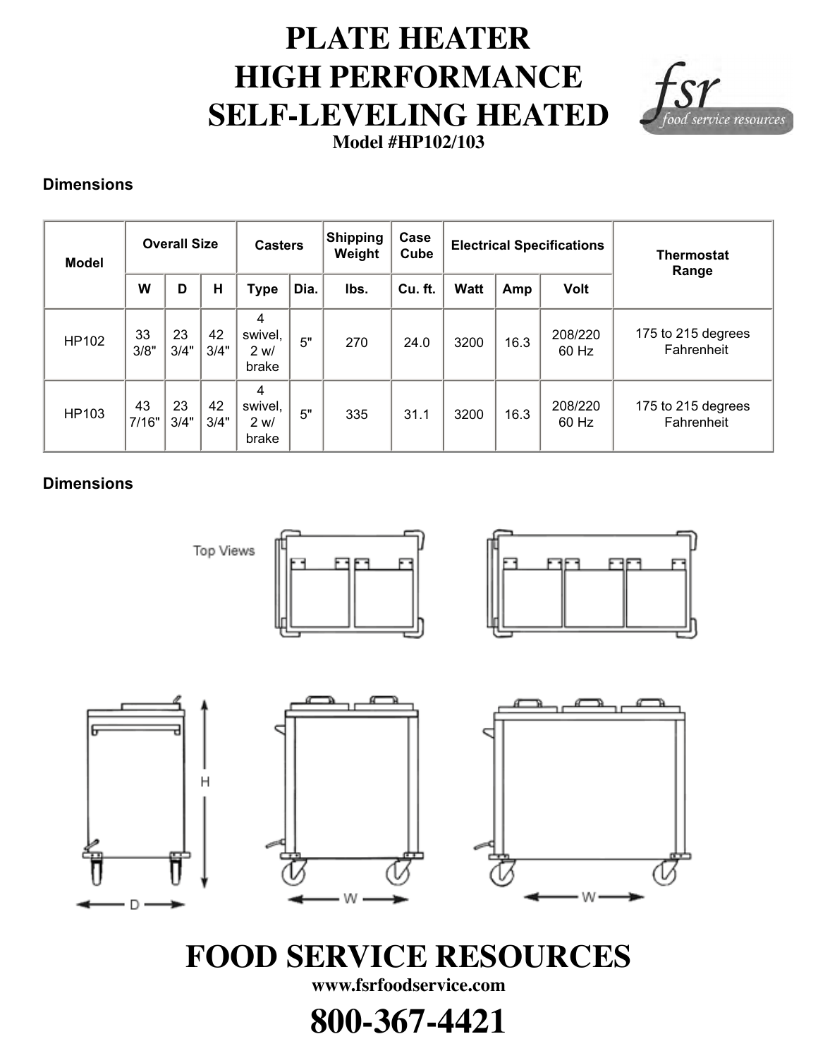# PLATE HEATER
# HIGH PERFORMANCE
# SELF-LEVELING HEATED

**Model #HP102/103**

fsr food service resources

**Dimensions**

| Model | Overall Size | | | Casters | | Shipping Weight | Case Cube | Electrical Specifications | | | Thermostat Range |
|---|---|---|---|---|---|---|---|---|---|---|---|
| | W | D | H | Type | Dia. | lbs. | Cu. ft. | Watt | Amp | Volt | |
| HP102 | 33 3/8" | 23 3/4" | 42 3/4" | 4 swivel, 2 w/ brake | 5" | 270 | 24.0 | 3200 | 16.3 | 208/220 60 Hz | 175 to 215 degrees Fahrenheit |
| HP103 | 43 7/16" | 23 3/4" | 42 3/4" | 4 swivel, 2 w/ brake | 5" | 335 | 31.1 | 3200 | 16.3 | 208/220 60 Hz | 175 to 215 degrees Fahrenheit |

**Dimensions**

Top Views

H

D

W

W

# FOOD SERVICE RESOURCES

**www.fsrfoodservice.com**

# 800-367-4421